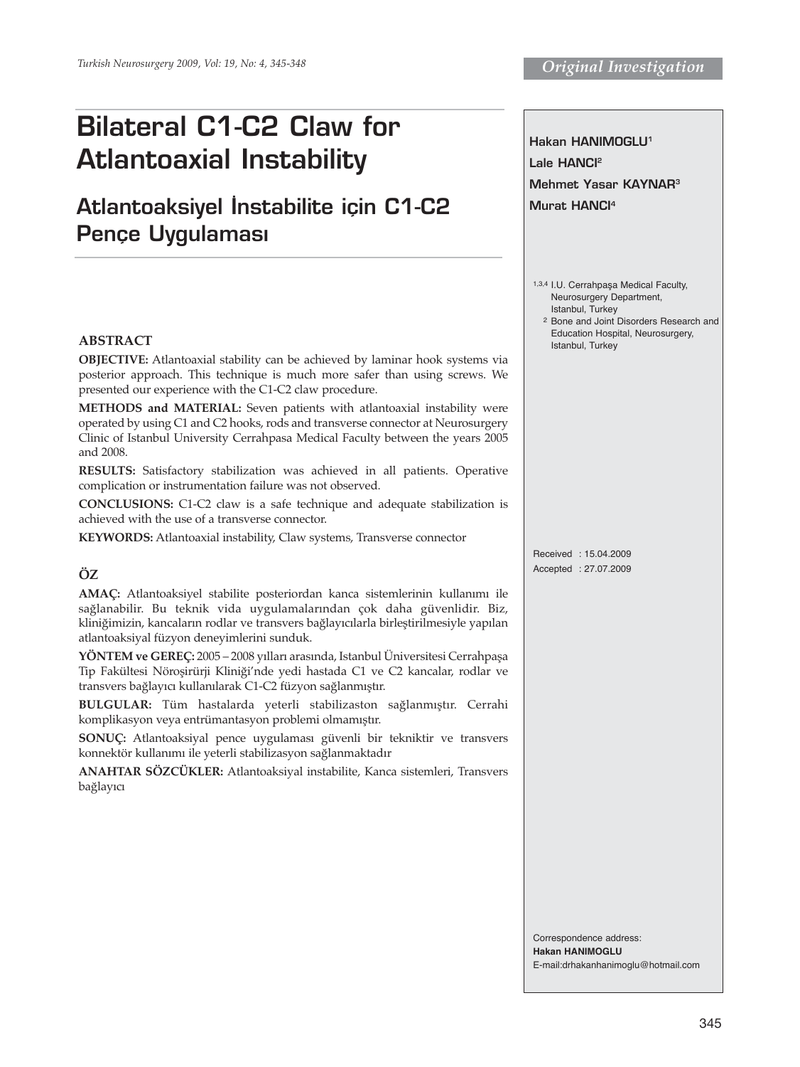Original Investigation

# Bilateral C1-C2 Claw for Atlantoaxial Instability

## Atlantoaksiyel İnstabilite için C1-C2 Pençe Uygulaması

**Hakan HANIMOGLU**[1]
**Lale HANCI**[2]
**Mehmet Yasar KAYNAR**[3]
**Murat HANCI**[4]

[1,3,4] I.U. Cerrahpaşa Medical Faculty, Neurosurgery Department, Istanbul, Turkey
[2] Bone and Joint Disorders Research and Education Hospital, Neurosurgery, Istanbul, Turkey

## ABSTRACT

**OBJECTIVE:** Atlantoaxial stability can be achieved by laminar hook systems via posterior approach. This technique is much more safer than using screws. We presented our experience with the C1-C2 claw procedure.

**METHODS and MATERIAL:** Seven patients with atlantoaxial instability were operated by using C1 and C2 hooks, rods and transverse connector at Neurosurgery Clinic of Istanbul University Cerrahpasa Medical Faculty between the years 2005 and 2008.

**RESULTS:** Satisfactory stabilization was achieved in all patients. Operative complication or instrumentation failure was not observed.

**CONCLUSIONS:** C1-C2 claw is a safe technique and adequate stabilization is achieved with the use of a transverse connector.

**KEYWORDS:** Atlantoaxial instability, Claw systems, Transverse connector

## ÖZ

**AMAÇ:** Atlantoaksiyel stabilite posteriordan kanca sistemlerinin kullanımı ile sağlanabilir. Bu teknik vida uygulamalarından çok daha güvenlidir. Biz, kliniğimizin, kancaların rodlar ve transvers bağlayıcılarla birleştirilmesiyle yapılan atlantoaksiyal füzyon deneyimlerini sunduk.

**YÖNTEM ve GEREÇ:** 2005 – 2008 yılları arasında, Istanbul Üniversitesi Cerrahpaşa Tıp Fakültesi Nöroşirürji Kliniği'nde yedi hastada C1 ve C2 kancalar, rodlar ve transvers bağlayıcı kullanılarak C1-C2 füzyon sağlanmıştır.

**BULGULAR:** Tüm hastalarda yeterli stabilizaston sağlanmıştır. Cerrahi komplikasyon veya entrümantasyon problemi olmamıştır.

**SONUÇ:** Atlantoaksiyal pence uygulaması güvenli bir tekniktir ve transvers konnektör kullanımı ile yeterli stabilizasyon sağlanmaktadır

**ANAHTAR SÖZCÜKLER:** Atlantoaksiyal instabilite, Kanca sistemleri, Transvers bağlayıcı

Received : 15.04.2009
Accepted : 27.07.2009

Correspondence address:
**Hakan HANIMOGLU**
E-mail:drhakanhanimoglu@hotmail.com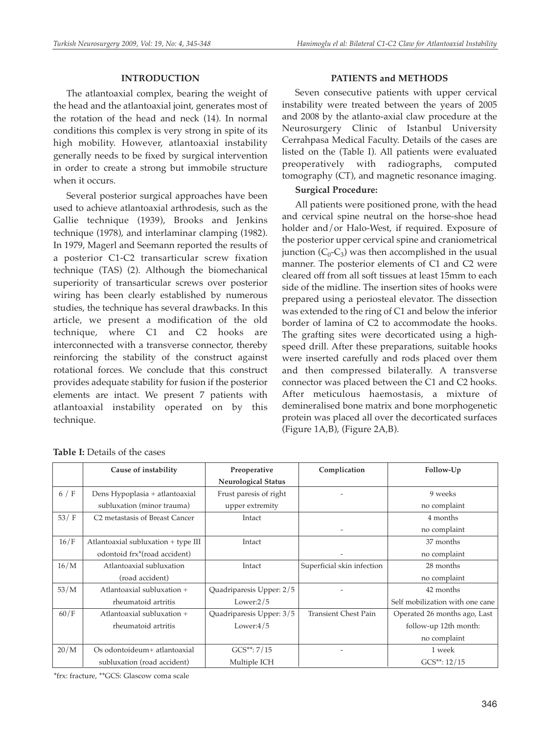## INTRODUCTION

The atlantoaxial complex, bearing the weight of the head and the atlantoaxial joint, generates most of the rotation of the head and neck (14). In normal conditions this complex is very strong in spite of its high mobility. However, atlantoaxial instability generally needs to be fixed by surgical intervention in order to create a strong but immobile structure when it occurs.

Several posterior surgical approaches have been used to achieve atlantoaxial arthrodesis, such as the Gallie technique (1939), Brooks and Jenkins technique (1978), and interlaminar clamping (1982). In 1979, Magerl and Seemann reported the results of a posterior C1-C2 transarticular screw fixation technique (TAS) (2). Although the biomechanical superiority of transarticular screws over posterior wiring has been clearly established by numerous studies, the technique has several drawbacks. In this article, we present a modification of the old technique, where C1 and C2 hooks are interconnected with a transverse connector, thereby reinforcing the stability of the construct against rotational forces. We conclude that this construct provides adequate stability for fusion if the posterior elements are intact. We present 7 patients with atlantoaxial instability operated on by this technique.

## PATIENTS and METHODS

Seven consecutive patients with upper cervical instability were treated between the years of 2005 and 2008 by the atlanto-axial claw procedure at the Neurosurgery Clinic of Istanbul University Cerrahpasa Medical Faculty. Details of the cases are listed on the (Table I). All patients were evaluated preoperatively with radiographs, computed tomography (CT), and magnetic resonance imaging.

### Surgical Procedure:

All patients were positioned prone, with the head and cervical spine neutral on the horse-shoe head holder and/or Halo-West, if required. Exposure of the posterior upper cervical spine and craniometrical junction ($C_0$-$C_3$) was then accomplished in the usual manner. The posterior elements of C1 and C2 were cleared off from all soft tissues at least 15mm to each side of the midline. The insertion sites of hooks were prepared using a periosteal elevator. The dissection was extended to the ring of C1 and below the inferior border of lamina of C2 to accommodate the hooks. The grafting sites were decorticated using a high-speed drill. After these preparations, suitable hooks were inserted carefully and rods placed over them and then compressed bilaterally. A transverse connector was placed between the C1 and C2 hooks. After meticulous haemostasis, a mixture of demineralised bone matrix and bone morphogenetic protein was placed all over the decorticated surfaces (Figure 1A,B), (Figure 2A,B).

**Table I:** Details of the cases

| | Cause of instability | Preoperative Neurological Status | Complication | Follow-Up |
|---|---|---|---|---|
| 6 / F | Dens Hypoplasia + atlantoaxial subluxation (minor trauma) | Frust paresis of right upper extremity | - | 9 weeks no complaint |
| 53/ F | C2 metastasis of Breast Cancer | Intact | - | 4 months no complaint |
| 16/F | Atlantoaxial subluxation + type III odontoid frx*(road accident) | Intact | - | 37 months no complaint |
| 16/M | Atlantoaxial subluxation (road accident) | Intact | Superficial skin infection | 28 months no complaint |
| 53/M | Atlantoaxial subluxation + rheumatoid artritis | Quadriparesis Upper: 2/5 Lower:2/5 | - | 42 months Self mobilization with one cane |
| 60/F | Atlantoaxial subluxation + rheumatoid artritis | Quadriparesis Upper: 3/5 Lower:4/5 | Transient Chest Pain | Operated 26 months ago, Last follow-up 12th month: no complaint |
| 20/M | Os odontoideum+ atlantoaxial subluxation (road accident) | GCS**: 7/15 Multiple ICH | - | 1 week GCS**: 12/15 |

*frx: fracture, **GCS: Glascow coma scale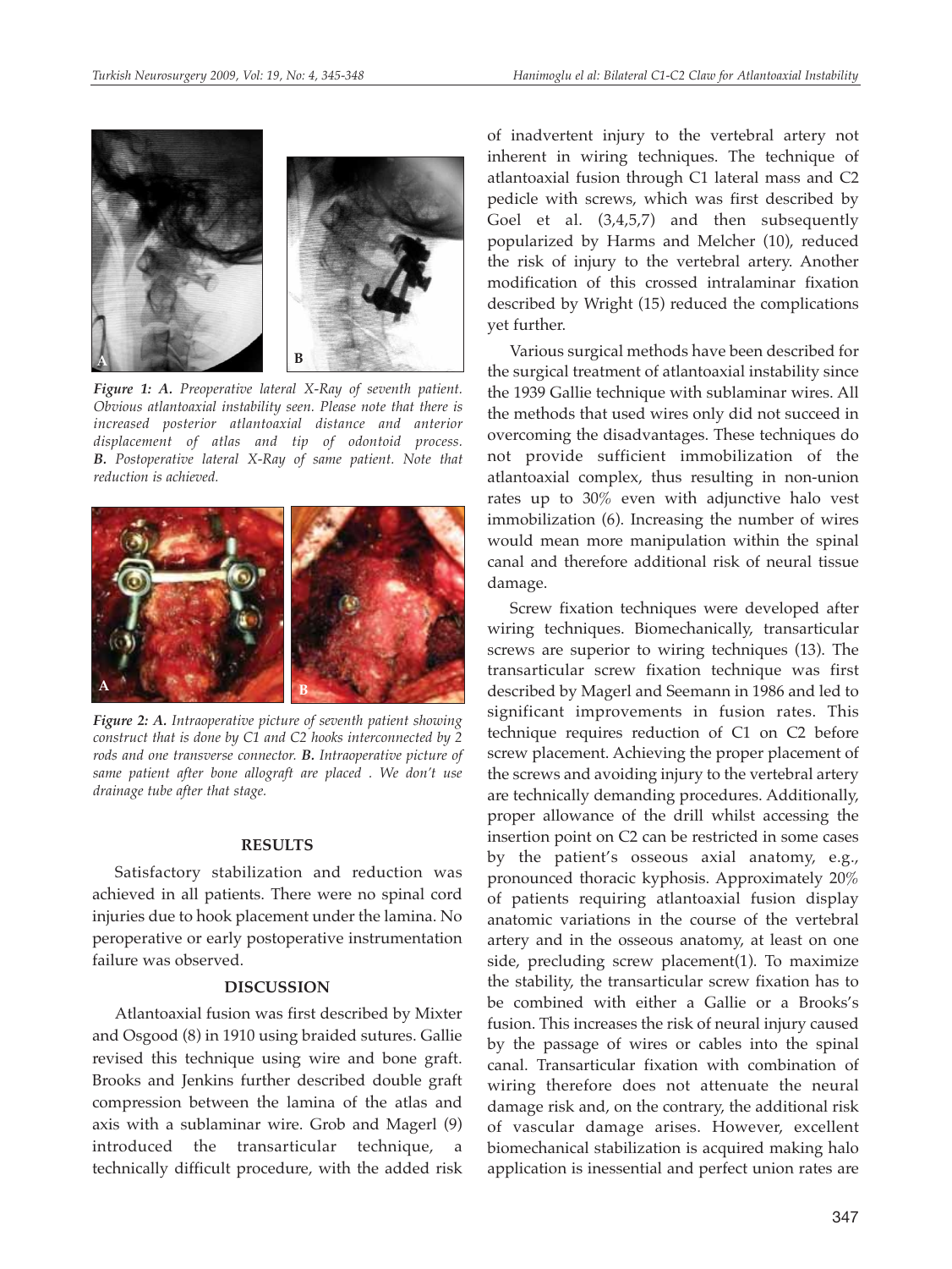*Figure 1:* ***A.*** *Preoperative lateral X-Ray of seventh patient. Obvious atlantoaxial instability seen. Please note that there is increased posterior atlantoaxial distance and anterior displacement of atlas and tip of odontoid process.* ***B.*** *Postoperative lateral X-Ray of same patient. Note that reduction is achieved.*

*Figure 2:* ***A.*** *Intraoperative picture of seventh patient showing construct that is done by C1 and C2 hooks interconnected by 2 rods and one transverse connector.* ***B.*** *Intraoperative picture of same patient after bone allograft are placed . We don't use drainage tube after that stage.*

## RESULTS

Satisfactory stabilization and reduction was achieved in all patients. There were no spinal cord injuries due to hook placement under the lamina. No peroperative or early postoperative instrumentation failure was observed.

## DISCUSSION

Atlantoaxial fusion was first described by Mixter and Osgood (8) in 1910 using braided sutures. Gallie revised this technique using wire and bone graft. Brooks and Jenkins further described double graft compression between the lamina of the atlas and axis with a sublaminar wire. Grob and Magerl (9) introduced the transarticular technique, a technically difficult procedure, with the added risk of inadvertent injury to the vertebral artery not inherent in wiring techniques. The technique of atlantoaxial fusion through C1 lateral mass and C2 pedicle with screws, which was first described by Goel et al. (3,4,5,7) and then subsequently popularized by Harms and Melcher (10), reduced the risk of injury to the vertebral artery. Another modification of this crossed intralaminar fixation described by Wright (15) reduced the complications yet further.

Various surgical methods have been described for the surgical treatment of atlantoaxial instability since the 1939 Gallie technique with sublaminar wires. All the methods that used wires only did not succeed in overcoming the disadvantages. These techniques do not provide sufficient immobilization of the atlantoaxial complex, thus resulting in non-union rates up to 30% even with adjunctive halo vest immobilization (6). Increasing the number of wires would mean more manipulation within the spinal canal and therefore additional risk of neural tissue damage.

Screw fixation techniques were developed after wiring techniques. Biomechanically, transarticular screws are superior to wiring techniques (13). The transarticular screw fixation technique was first described by Magerl and Seemann in 1986 and led to significant improvements in fusion rates. This technique requires reduction of C1 on C2 before screw placement. Achieving the proper placement of the screws and avoiding injury to the vertebral artery are technically demanding procedures. Additionally, proper allowance of the drill whilst accessing the insertion point on C2 can be restricted in some cases by the patient's osseous axial anatomy, e.g., pronounced thoracic kyphosis. Approximately 20% of patients requiring atlantoaxial fusion display anatomic variations in the course of the vertebral artery and in the osseous anatomy, at least on one side, precluding screw placement(1). To maximize the stability, the transarticular screw fixation has to be combined with either a Gallie or a Brooks's fusion. This increases the risk of neural injury caused by the passage of wires or cables into the spinal canal. Transarticular fixation with combination of wiring therefore does not attenuate the neural damage risk and, on the contrary, the additional risk of vascular damage arises. However, excellent biomechanical stabilization is acquired making halo application is inessential and perfect union rates are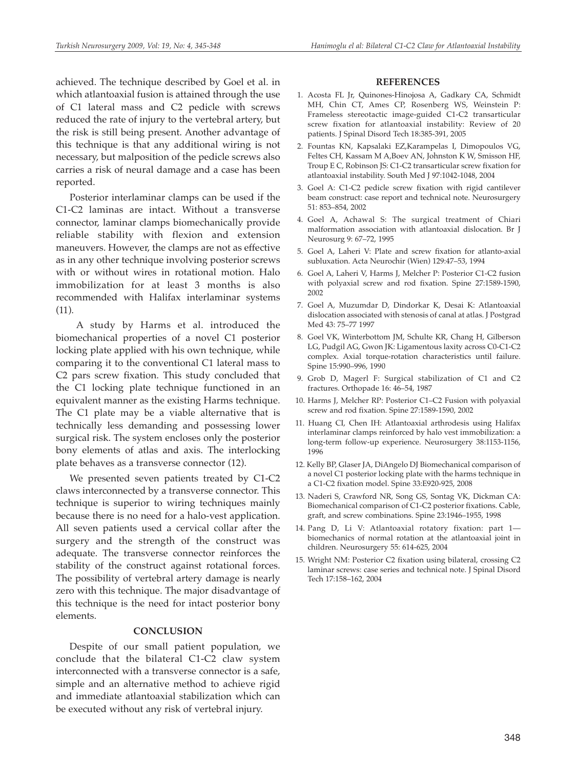achieved. The technique described by Goel et al. in which atlantoaxial fusion is attained through the use of C1 lateral mass and C2 pedicle with screws reduced the rate of injury to the vertebral artery, but the risk is still being present. Another advantage of this technique is that any additional wiring is not necessary, but malposition of the pedicle screws also carries a risk of neural damage and a case has been reported.

Posterior interlaminar clamps can be used if the C1-C2 laminas are intact. Without a transverse connector, laminar clamps biomechanically provide reliable stability with flexion and extension maneuvers. However, the clamps are not as effective as in any other technique involving posterior screws with or without wires in rotational motion. Halo immobilization for at least 3 months is also recommended with Halifax interlaminar systems (11).

A study by Harms et al. introduced the biomechanical properties of a novel C1 posterior locking plate applied with his own technique, while comparing it to the conventional C1 lateral mass to C2 pars screw fixation. This study concluded that the C1 locking plate technique functioned in an equivalent manner as the existing Harms technique. The C1 plate may be a viable alternative that is technically less demanding and possessing lower surgical risk. The system encloses only the posterior bony elements of atlas and axis. The interlocking plate behaves as a transverse connector (12).

We presented seven patients treated by C1-C2 claws interconnected by a transverse connector. This technique is superior to wiring techniques mainly because there is no need for a halo-vest application. All seven patients used a cervical collar after the surgery and the strength of the construct was adequate. The transverse connector reinforces the stability of the construct against rotational forces. The possibility of vertebral artery damage is nearly zero with this technique. The major disadvantage of this technique is the need for intact posterior bony elements.

## CONCLUSION

Despite of our small patient population, we conclude that the bilateral C1-C2 claw system interconnected with a transverse connector is a safe, simple and an alternative method to achieve rigid and immediate atlantoaxial stabilization which can be executed without any risk of vertebral injury.

## REFERENCES

1. Acosta FL Jr, Quinones-Hinojosa A, Gadkary CA, Schmidt MH, Chin CT, Ames CP, Rosenberg WS, Weinstein P: Frameless stereotactic image-guided C1-C2 transarticular screw fixation for atlantoaxial instability: Review of 20 patients. J Spinal Disord Tech 18:385-391, 2005
2. Fountas KN, Kapsalaki EZ,Karampelas I, Dimopoulos VG, Feltes CH, Kassam M A,Boev AN, Johnston K W, Smisson HF, Troup E C, Robinson JS: C1-C2 transarticular screw fixation for atlantoaxial instability. South Med J 97:1042-1048, 2004
3. Goel A: C1-C2 pedicle screw fixation with rigid cantilever beam construct: case report and technical note. Neurosurgery 51: 853–854, 2002
4. Goel A, Achawal S: The surgical treatment of Chiari malformation association with atlantoaxial dislocation. Br J Neurosurg 9: 67–72, 1995
5. Goel A, Laheri V: Plate and screw fixation for atlanto-axial subluxation. Acta Neurochir (Wien) 129:47–53, 1994
6. Goel A, Laheri V, Harms J, Melcher P: Posterior C1-C2 fusion with polyaxial screw and rod fixation. Spine 27:1589-1590, 2002
7. Goel A, Muzumdar D, Dindorkar K, Desai K: Atlantoaxial dislocation associated with stenosis of canal at atlas. J Postgrad Med 43: 75–77 1997
8. Goel VK, Winterbottom JM, Schulte KR, Chang H, Gilberson LG, Pudgil AG, Gwon JK: Ligamentous laxity across C0-C1-C2 complex. Axial torque-rotation characteristics until failure. Spine 15:990–996, 1990
9. Grob D, Magerl F: Surgical stabilization of C1 and C2 fractures. Orthopade 16: 46–54, 1987
10. Harms J, Melcher RP: Posterior C1–C2 Fusion with polyaxial screw and rod fixation. Spine 27:1589-1590, 2002
11. Huang CI, Chen IH: Atlantoaxial arthrodesis using Halifax interlaminar clamps reinforced by halo vest immobilization: a long-term follow-up experience. Neurosurgery 38:1153-1156, 1996
12. Kelly BP, Glaser JA, DiAngelo DJ Biomechanical comparison of a novel C1 posterior locking plate with the harms technique in a C1-C2 fixation model. Spine 33:E920-925, 2008
13. Naderi S, Crawford NR, Song GS, Sontag VK, Dickman CA: Biomechanical comparison of C1-C2 posterior fixations. Cable, graft, and screw combinations. Spine 23:1946–1955, 1998
14. Pang D, Li V: Atlantoaxial rotatory fixation: part 1—biomechanics of normal rotation at the atlantoaxial joint in children. Neurosurgery 55: 614-625, 2004
15. Wright NM: Posterior C2 fixation using bilateral, crossing C2 laminar screws: case series and technical note. J Spinal Disord Tech 17:158–162, 2004